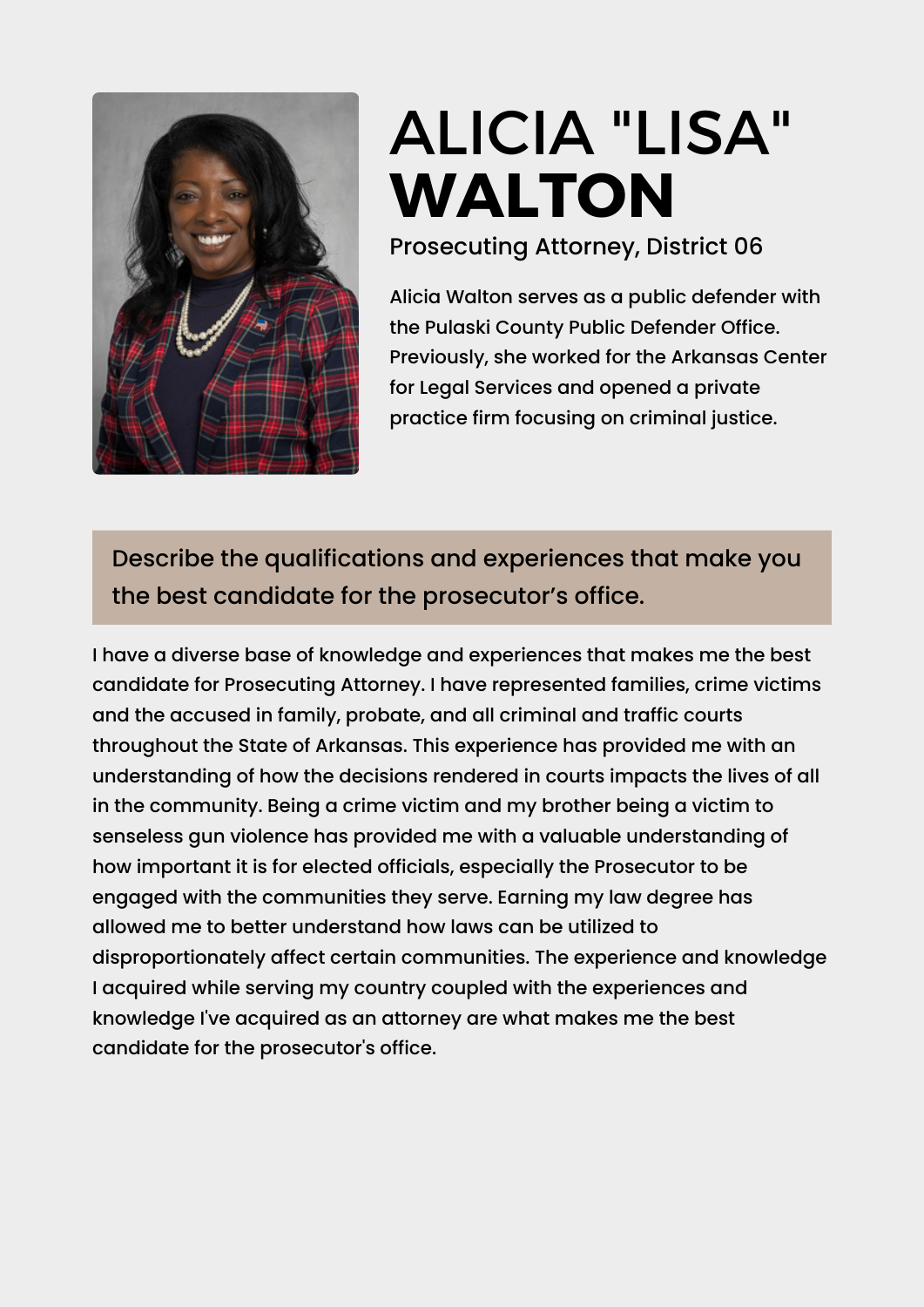# ALICIA "LISA" **WALTON**

Prosecuting Attorney, District 06

Alicia Walton serves as a public defender with the Pulaski County Public Defender Office. Previously, she worked for the Arkansas Center for Legal Services and opened a private practice firm focusing on criminal justice.

## Describe the qualifications and experiences that make you the best candidate for the prosecutor's office.

I have a diverse base of knowledge and experiences that makes me the best candidate for Prosecuting Attorney. I have represented families, crime victims and the accused in family, probate, and all criminal and traffic courts throughout the State of Arkansas. This experience has provided me with an understanding of how the decisions rendered in courts impacts the lives of all in the community. Being a crime victim and my brother being a victim to senseless gun violence has provided me with a valuable understanding of how important it is for elected officials, especially the Prosecutor to be engaged with the communities they serve. Earning my law degree has allowed me to better understand how laws can be utilized to disproportionately affect certain communities. The experience and knowledge I acquired while serving my country coupled with the experiences and knowledge I've acquired as an attorney are what makes me the best candidate for the prosecutor's office.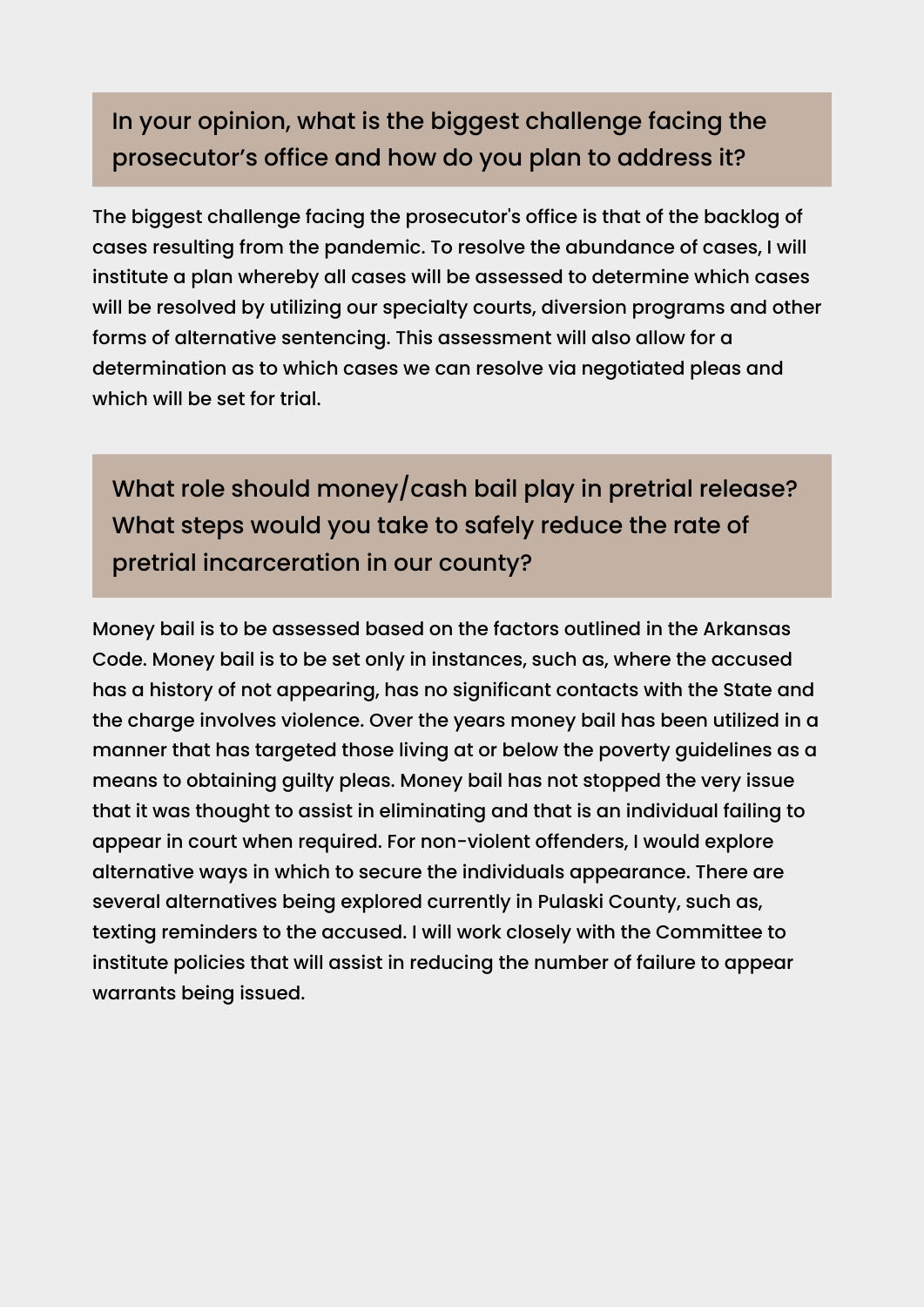## In your opinion, what is the biggest challenge facing the prosecutor's office and how do you plan to address it?

The biggest challenge facing the prosecutor's office is that of the backlog of cases resulting from the pandemic. To resolve the abundance of cases, I will institute a plan whereby all cases will be assessed to determine which cases will be resolved by utilizing our specialty courts, diversion programs and other forms of alternative sentencing. This assessment will also allow for a determination as to which cases we can resolve via negotiated pleas and which will be set for trial.

## What role should money/cash bail play in pretrial release? What steps would you take to safely reduce the rate of pretrial incarceration in our county?

Money bail is to be assessed based on the factors outlined in the Arkansas Code. Money bail is to be set only in instances, such as, where the accused has a history of not appearing, has no significant contacts with the State and the charge involves violence. Over the years money bail has been utilized in a manner that has targeted those living at or below the poverty guidelines as a means to obtaining guilty pleas. Money bail has not stopped the very issue that it was thought to assist in eliminating and that is an individual failing to appear in court when required. For non-violent offenders, I would explore alternative ways in which to secure the individuals appearance. There are several alternatives being explored currently in Pulaski County, such as, texting reminders to the accused. I will work closely with the Committee to institute policies that will assist in reducing the number of failure to appear warrants being issued.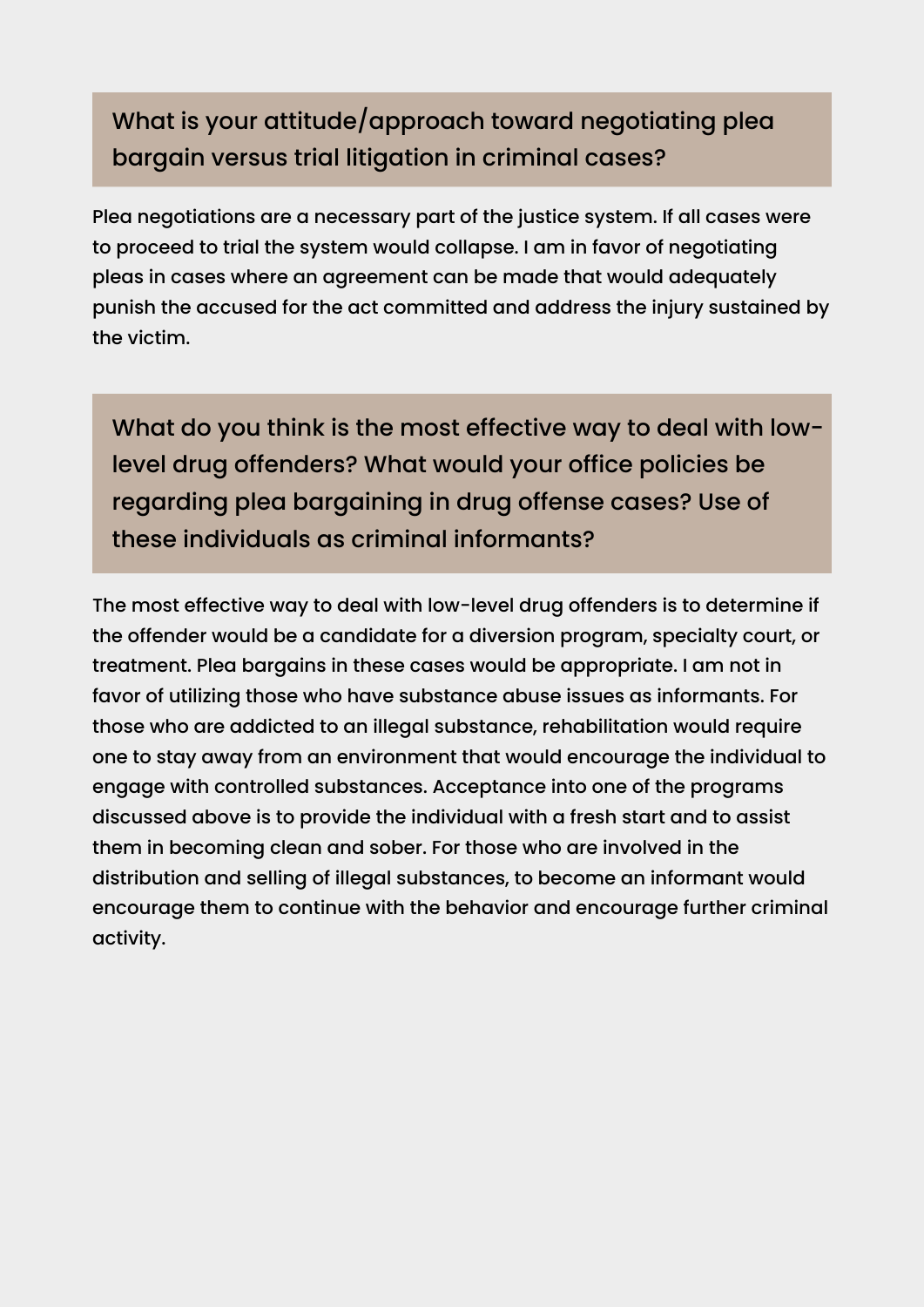## What is your attitude/approach toward negotiating plea bargain versus trial litigation in criminal cases?

Plea negotiations are a necessary part of the justice system. If all cases were to proceed to trial the system would collapse. I am in favor of negotiating pleas in cases where an agreement can be made that would adequately punish the accused for the act committed and address the injury sustained by the victim.

## What do you think is the most effective way to deal with low-level drug offenders? What would your office policies be regarding plea bargaining in drug offense cases? Use of these individuals as criminal informants?

The most effective way to deal with low-level drug offenders is to determine if the offender would be a candidate for a diversion program, specialty court, or treatment. Plea bargains in these cases would be appropriate. I am not in favor of utilizing those who have substance abuse issues as informants. For those who are addicted to an illegal substance, rehabilitation would require one to stay away from an environment that would encourage the individual to engage with controlled substances. Acceptance into one of the programs discussed above is to provide the individual with a fresh start and to assist them in becoming clean and sober. For those who are involved in the distribution and selling of illegal substances, to become an informant would encourage them to continue with the behavior and encourage further criminal activity.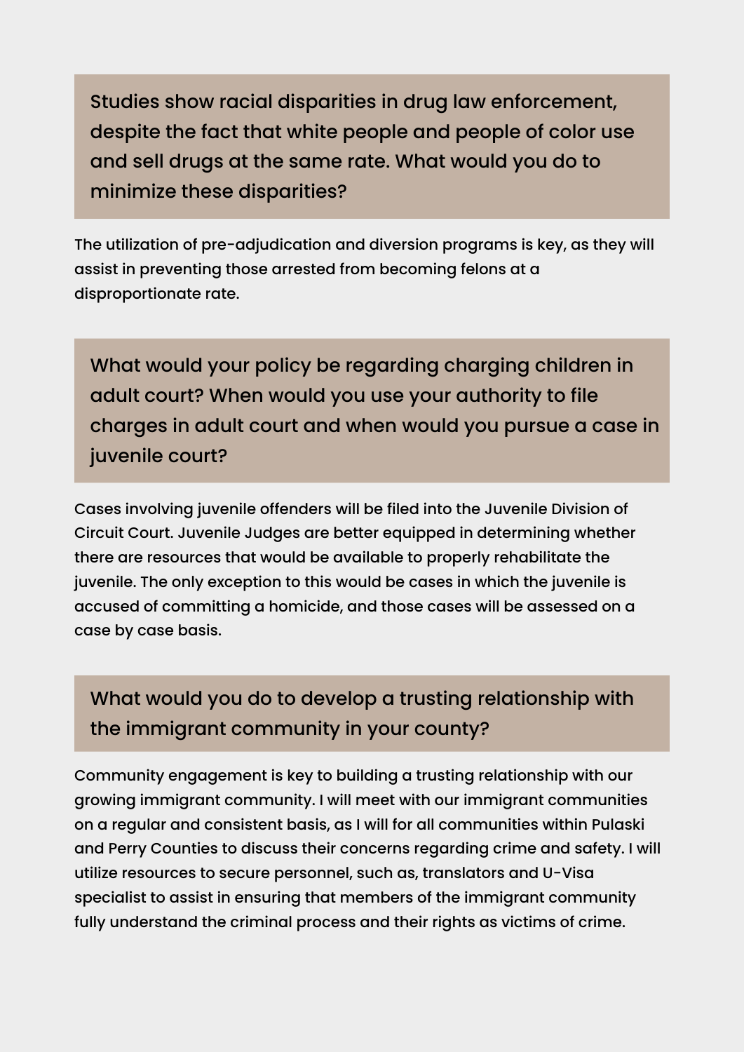## Studies show racial disparities in drug law enforcement, despite the fact that white people and people of color use and sell drugs at the same rate. What would you do to minimize these disparities?

The utilization of pre-adjudication and diversion programs is key, as they will assist in preventing those arrested from becoming felons at a disproportionate rate.

## What would your policy be regarding charging children in adult court? When would you use your authority to file charges in adult court and when would you pursue a case in juvenile court?

Cases involving juvenile offenders will be filed into the Juvenile Division of Circuit Court. Juvenile Judges are better equipped in determining whether there are resources that would be available to properly rehabilitate the juvenile. The only exception to this would be cases in which the juvenile is accused of committing a homicide, and those cases will be assessed on a case by case basis.

## What would you do to develop a trusting relationship with the immigrant community in your county?

Community engagement is key to building a trusting relationship with our growing immigrant community. I will meet with our immigrant communities on a regular and consistent basis, as I will for all communities within Pulaski and Perry Counties to discuss their concerns regarding crime and safety. I will utilize resources to secure personnel, such as, translators and U-Visa specialist to assist in ensuring that members of the immigrant community fully understand the criminal process and their rights as victims of crime.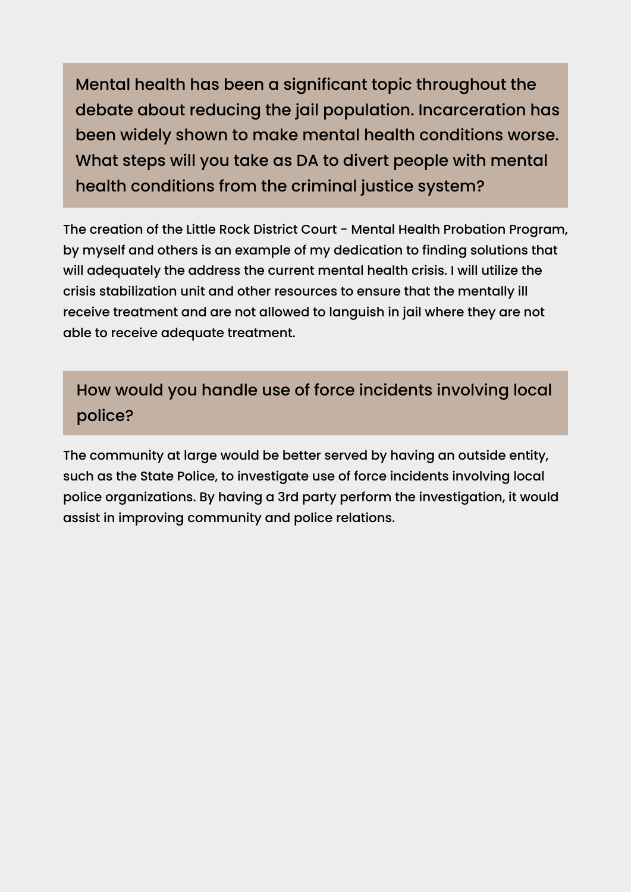## Mental health has been a significant topic throughout the debate about reducing the jail population. Incarceration has been widely shown to make mental health conditions worse. What steps will you take as DA to divert people with mental health conditions from the criminal justice system?

The creation of the Little Rock District Court - Mental Health Probation Program, by myself and others is an example of my dedication to finding solutions that will adequately the address the current mental health crisis. I will utilize the crisis stabilization unit and other resources to ensure that the mentally ill receive treatment and are not allowed to languish in jail where they are not able to receive adequate treatment.

## How would you handle use of force incidents involving local police?

The community at large would be better served by having an outside entity, such as the State Police, to investigate use of force incidents involving local police organizations. By having a 3rd party perform the investigation, it would assist in improving community and police relations.